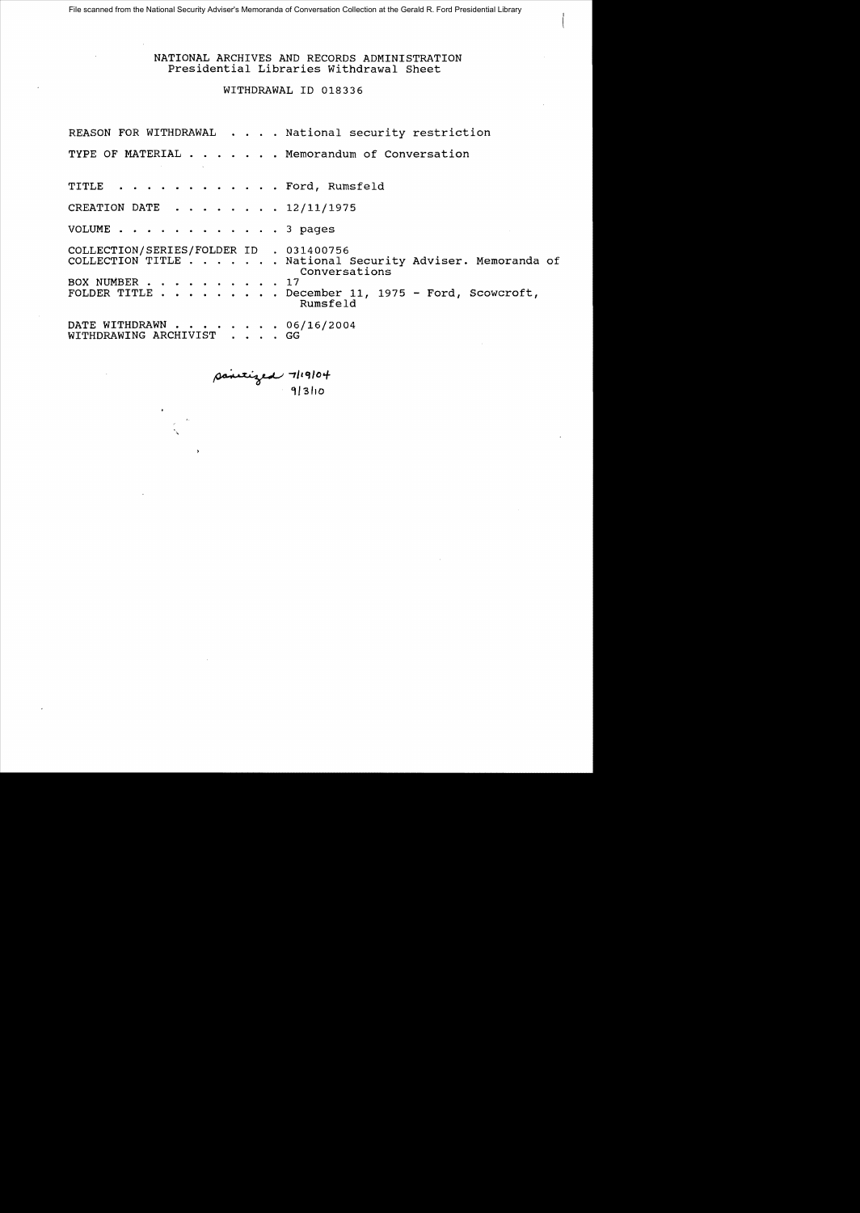File scanned from the National Security Adviser's Memoranda of Conversation Collection at the Gerald R. Ford Presidential Library

NATIONAL ARCHIVES AND RECORDS ADMINISTRATION
Presidential Libraries Withdrawal Sheet

WITHDRAWAL ID 018336

REASON FOR WITHDRAWAL . . . . National security restriction

TYPE OF MATERIAL . . . . . . . Memorandum of Conversation

TITLE . . . . . . . . . . . . Ford, Rumsfeld

CREATION DATE . . . . . . . . 12/11/1975

VOLUME . . . . . . . . . . . . 3 pages

COLLECTION/SERIES/FOLDER ID . 031400756
COLLECTION TITLE . . . . . . . National Security Adviser. Memoranda of Conversations
BOX NUMBER . . . . . . . . . . 17
FOLDER TITLE . . . . . . . . . December 11, 1975 - Ford, Scowcroft, Rumsfeld

DATE WITHDRAWN . . . . . . . . 06/16/2004
WITHDRAWING ARCHIVIST . . . . GG

sanitized 7/19/04
9/3/10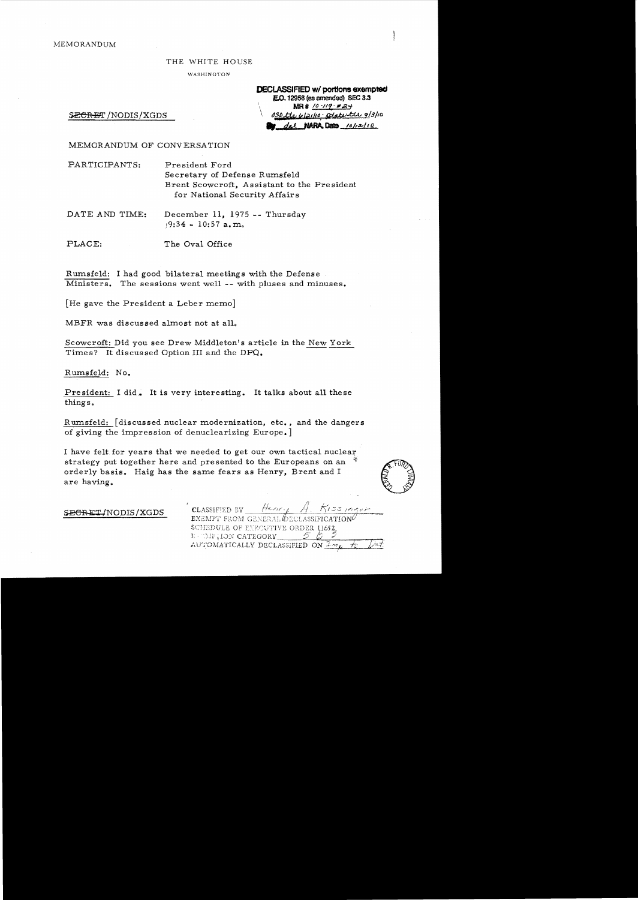MEMORANDUM

THE WHITE HOUSE

WASHINGTON

**DECLASSIFIED w/ portions exempted**
**E.O. 12958 (as amended) SEC 3.3**
**MR # 10-119; #24**
OSD ltr 6/21/10; State ltr 9/3/10
**By dal NARA, Date 10/12/10**

~~SECRET~~/NODIS/XGDS

MEMORANDUM OF CONVERSATION

PARTICIPANTS: President Ford
Secretary of Defense Rumsfeld
Brent Scowcroft, Assistant to the President for National Security Affairs

DATE AND TIME: December 11, 1975 -- Thursday
9:34 - 10:57 a.m.

PLACE: The Oval Office

Rumsfeld: I had good bilateral meetings with the Defense Ministers. The sessions went well -- with pluses and minuses.

[He gave the President a Leber memo]

MBFR was discussed almost not at all.

Scowcroft: Did you see Drew Middleton's article in the New York Times? It discussed Option III and the DPQ.

Rumsfeld: No.

President: I did. It is very interesting. It talks about all these things.

Rumsfeld: [discussed nuclear modernization, etc., and the dangers of giving the impression of denuclearizing Europe.]

I have felt for years that we needed to get our own tactical nuclear strategy put together here and presented to the Europeans on an orderly basis. Haig has the same fears as Henry, Brent and I are having.

~~SECRET~~/NODIS/XGDS

CLASSIFIED BY Henry A. Kissinger
EXEMPT FROM GENERAL DECLASSIFICATION
SCHEDULE OF EXECUTIVE ORDER 11652
EXEMPTION CATEGORY 5 B 3
AUTOMATICALLY DECLASSIFIED ON Imp. to Det.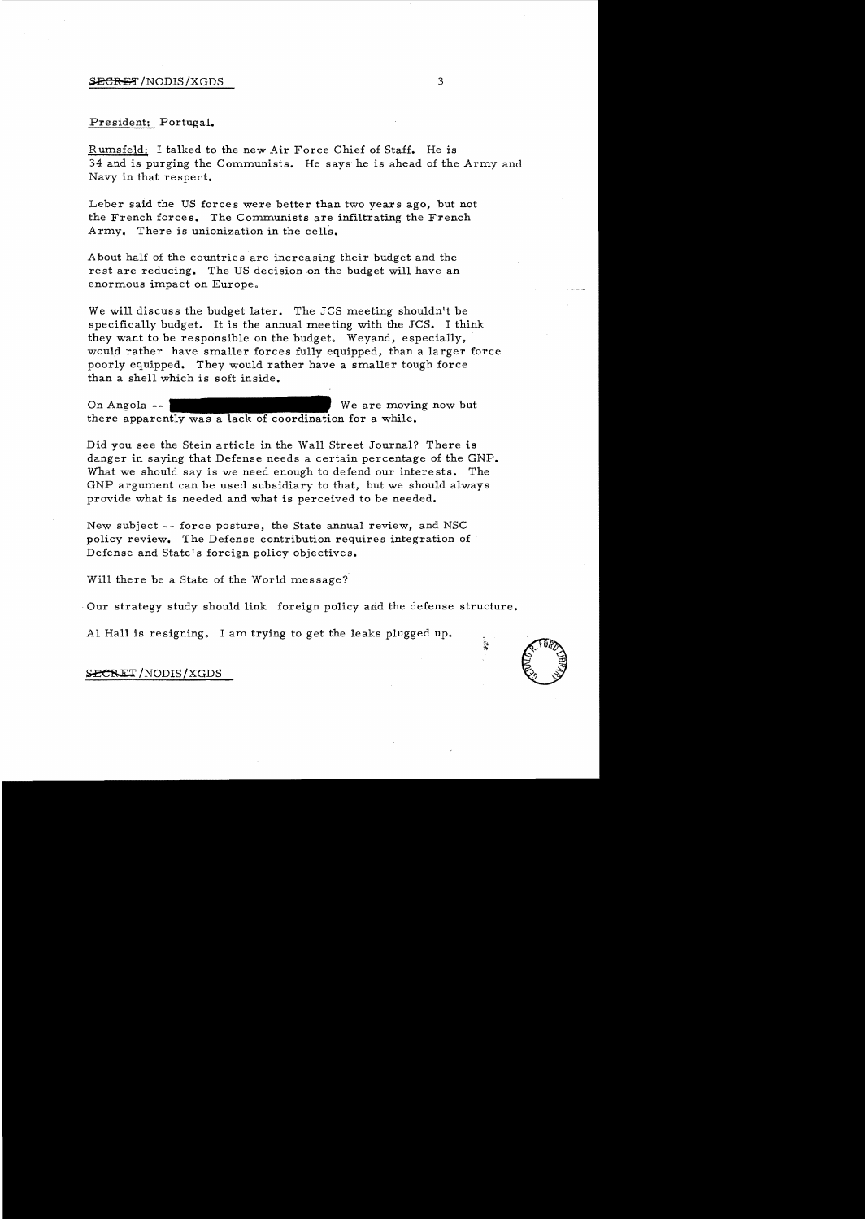President: Portugal.

Rumsfeld: I talked to the new Air Force Chief of Staff. He is 34 and is purging the Communists. He says he is ahead of the Army and Navy in that respect.

Leber said the US forces were better than two years ago, but not the French forces. The Communists are infiltrating the French Army. There is unionization in the cells.

About half of the countries are increasing their budget and the rest are reducing. The US decision on the budget will have an enormous impact on Europe.

We will discuss the budget later. The JCS meeting shouldn't be specifically budget. It is the annual meeting with the JCS. I think they want to be responsible on the budget. Weyand, especially, would rather have smaller forces fully equipped, than a larger force poorly equipped. They would rather have a smaller tough force than a shell which is soft inside.

On Angola -- [redacted] We are moving now but there apparently was a lack of coordination for a while.

Did you see the Stein article in the Wall Street Journal? There is danger in saying that Defense needs a certain percentage of the GNP. What we should say is we need enough to defend our interests. The GNP argument can be used subsidiary to that, but we should always provide what is needed and what is perceived to be needed.

New subject -- force posture, the State annual review, and NSC policy review. The Defense contribution requires integration of Defense and State's foreign policy objectives.

Will there be a State of the World message?

Our strategy study should link foreign policy and the defense structure.

Al Hall is resigning. I am trying to get the leaks plugged up.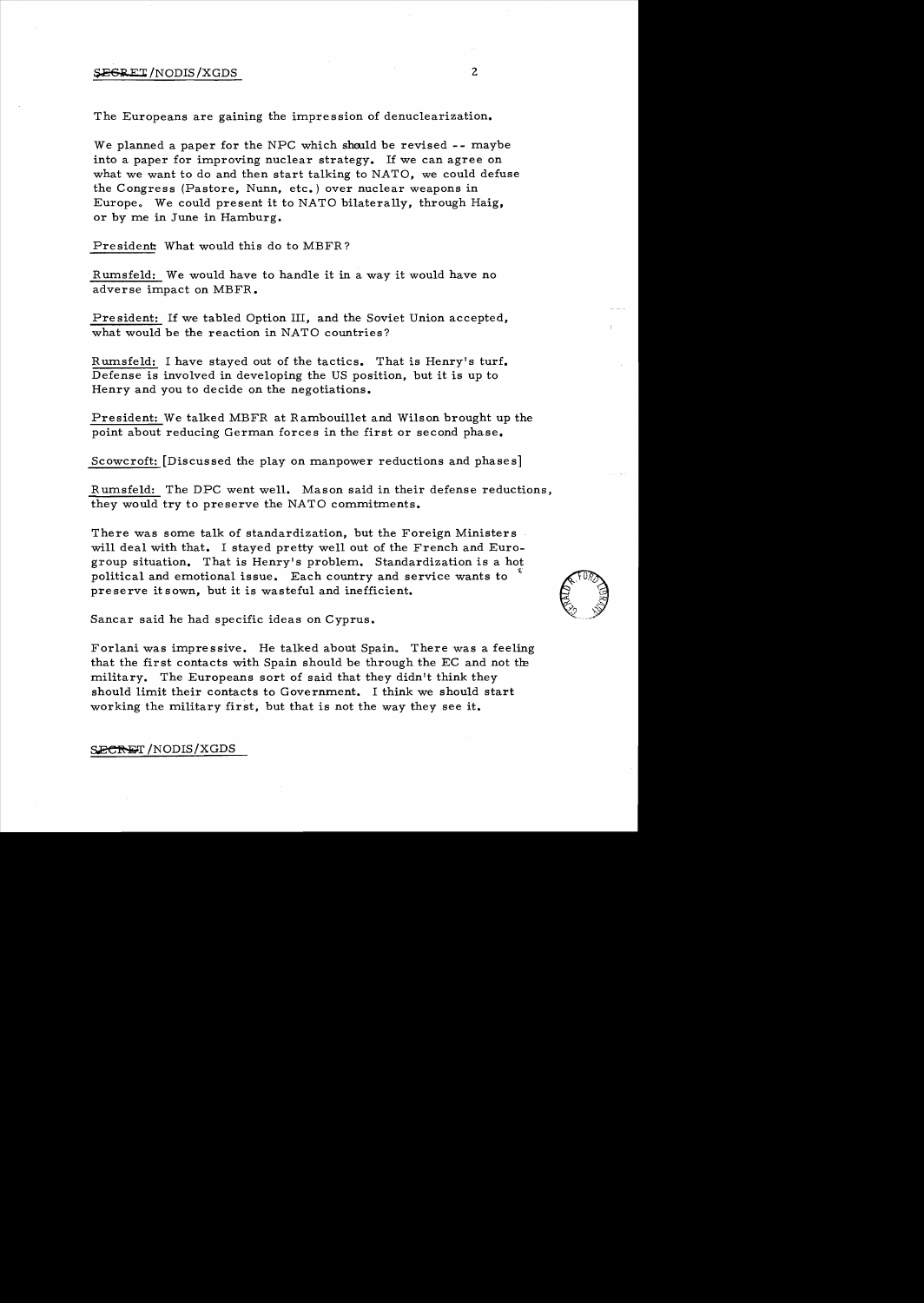The Europeans are gaining the impression of denuclearization.

We planned a paper for the NPC which should be revised -- maybe into a paper for improving nuclear strategy. If we can agree on what we want to do and then start talking to NATO, we could defuse the Congress (Pastore, Nunn, etc.) over nuclear weapons in Europe. We could present it to NATO bilaterally, through Haig, or by me in June in Hamburg.

President: What would this do to MBFR?

Rumsfeld: We would have to handle it in a way it would have no adverse impact on MBFR.

President: If we tabled Option III, and the Soviet Union accepted, what would be the reaction in NATO countries?

Rumsfeld: I have stayed out of the tactics. That is Henry's turf. Defense is involved in developing the US position, but it is up to Henry and you to decide on the negotiations.

President: We talked MBFR at Rambouillet and Wilson brought up the point about reducing German forces in the first or second phase.

Scowcroft: [Discussed the play on manpower reductions and phases]

Rumsfeld: The DPC went well. Mason said in their defense reductions, they would try to preserve the NATO commitments.

There was some talk of standardization, but the Foreign Ministers will deal with that. I stayed pretty well out of the French and Eurogroup situation. That is Henry's problem. Standardization is a hot political and emotional issue. Each country and service wants to preserve its own, but it is wasteful and inefficient.

Sancar said he had specific ideas on Cyprus.

Forlani was impressive. He talked about Spain. There was a feeling that the first contacts with Spain should be through the EC and not the military. The Europeans sort of said that they didn't think they should limit their contacts to Government. I think we should start working the military first, but that is not the way they see it.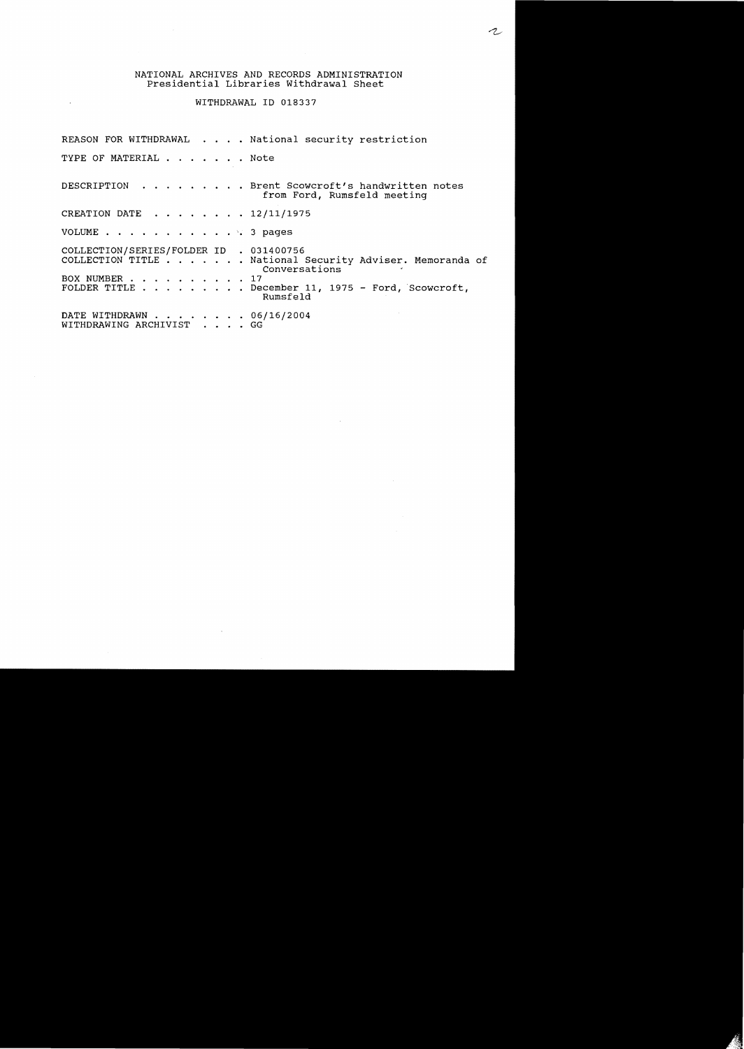NATIONAL ARCHIVES AND RECORDS ADMINISTRATION
Presidential Libraries Withdrawal Sheet

WITHDRAWAL ID 018337

REASON FOR WITHDRAWAL . . . . National security restriction

TYPE OF MATERIAL . . . . . . . Note

DESCRIPTION . . . . . . . . . Brent Scowcroft's handwritten notes from Ford, Rumsfeld meeting

CREATION DATE . . . . . . . . 12/11/1975

VOLUME . . . . . . . . . . . . 3 pages

COLLECTION/SERIES/FOLDER ID . 031400756
COLLECTION TITLE . . . . . . . National Security Adviser. Memoranda of Conversations
BOX NUMBER . . . . . . . . . . 17
FOLDER TITLE . . . . . . . . . December 11, 1975 - Ford, Scowcroft, Rumsfeld

DATE WITHDRAWN . . . . . . . . 06/16/2004
WITHDRAWING ARCHIVIST . . . . GG